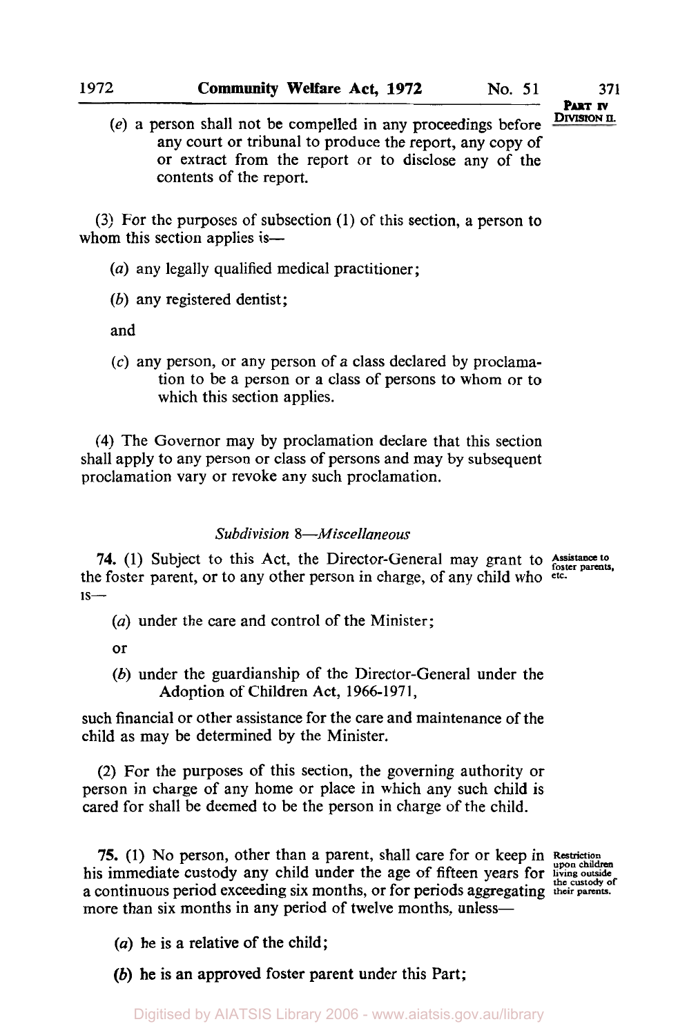(*e*) a person shall not be compelled in any proceedings before any court or tribunal to produce the report, any copy of or extract from the report or to disclose any of the contents of the report.

(3) For the purposes of subsection (1) of this section, a person to whom this section applies is—

(*a*) any legally qualified medical practitioner;

(*b*) any registered dentist;

and

(*c*) any person, or any person of a class declared by proclamation to be a person or a class of persons to whom or to which this section applies.

(4) The Governor may by proclamation declare that this section shall apply to any person or class of persons and may by subsequent proclamation vary or revoke any such proclamation.

### *Subdivision 8—Miscellaneous*

**74.** (1) Subject to this Act, the Director-General may grant to the foster parent, or to any other person in charge, of any child who is—

Assistance to foster parents, etc.

(*a*) under the care and control of the Minister;

or

(*b*) under the guardianship of the Director-General under the Adoption of Children Act, 1966-1971,

such financial or other assistance for the care and maintenance of the child as may be determined by the Minister.

(2) For the purposes of this section, the governing authority or person in charge of any home or place in which any such child is cared for shall be deemed to be the person in charge of the child.

**75.** (1) No person, other than a parent, shall care for or keep in his immediate custody any child under the age of fifteen years for a continuous period exceeding six months, or for periods aggregating more than six months in any period of twelve months, unless—

Restriction upon children living outside the custody of their parents.

(*a*) he is a relative of the child;

(*b*) he is an approved foster parent under this Part;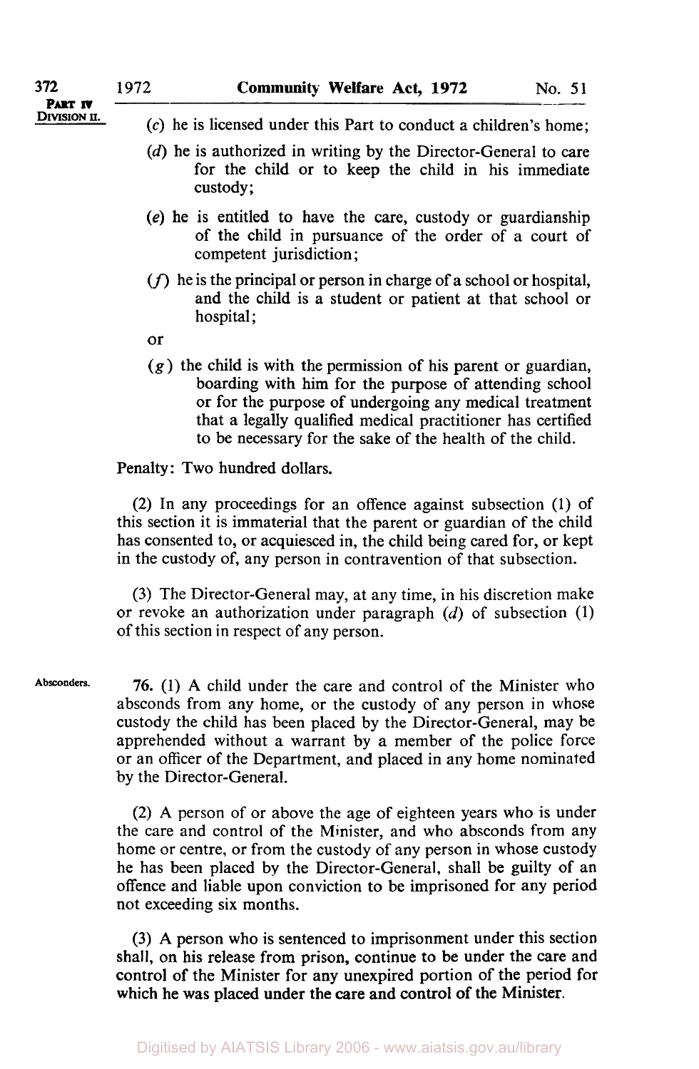(*c*) he is licensed under this Part to conduct a children's home;

(*d*) he is authorized in writing by the Director-General to care for the child or to keep the child in his immediate custody;

(*e*) he is entitled to have the care, custody or guardianship of the child in pursuance of the order of a court of competent jurisdiction;

(*f*) he is the principal or person in charge of a school or hospital, and the child is a student or patient at that school or hospital;

or

(*g*) the child is with the permission of his parent or guardian, boarding with him for the purpose of attending school or for the purpose of undergoing any medical treatment that a legally qualified medical practitioner has certified to be necessary for the sake of the health of the child.

Penalty: Two hundred dollars.

(2) In any proceedings for an offence against subsection (1) of this section it is immaterial that the parent or guardian of the child has consented to, or acquiesced in, the child being cared for, or kept in the custody of, any person in contravention of that subsection.

(3) The Director-General may, at any time, in his discretion make or revoke an authorization under paragraph (*d*) of subsection (1) of this section in respect of any person.

Absconders.

**76.** (1) A child under the care and control of the Minister who absconds from any home, or the custody of any person in whose custody the child has been placed by the Director-General, may be apprehended without a warrant by a member of the police force or an officer of the Department, and placed in any home nominated by the Director-General.

(2) A person of or above the age of eighteen years who is under the care and control of the Minister, and who absconds from any home or centre, or from the custody of any person in whose custody he has been placed by the Director-General, shall be guilty of an offence and liable upon conviction to be imprisoned for any period not exceeding six months.

(3) A person who is sentenced to imprisonment under this section shall, on his release from prison, continue to be under the care and control of the Minister for any unexpired portion of the period for which he was placed under the care and control of the Minister.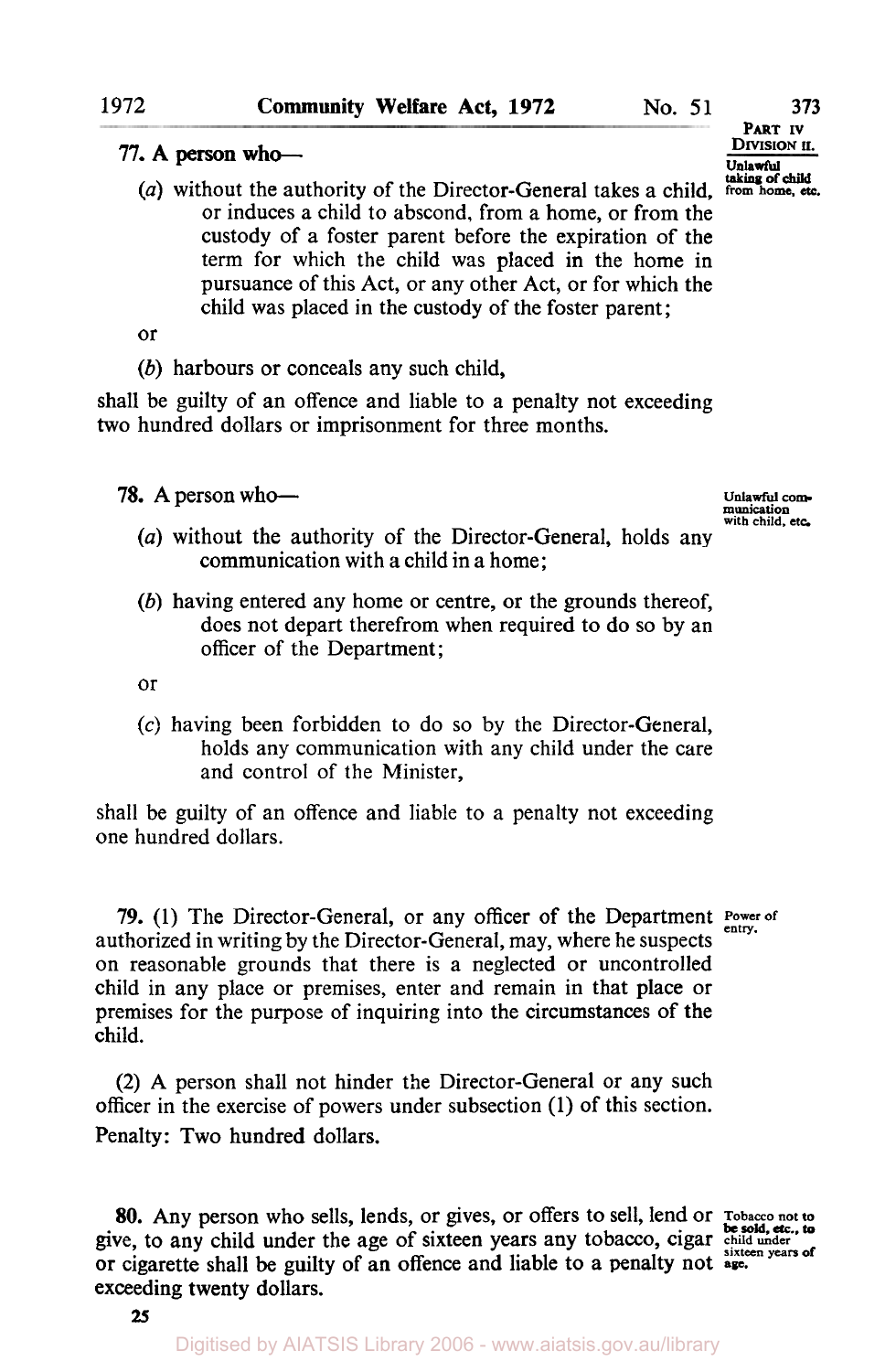PART IV
DIVISION II.

**77.** A person who—

*Unlawful taking of child from home, etc.*

(*a*) without the authority of the Director-General takes a child, or induces a child to abscond, from a home, or from the custody of a foster parent before the expiration of the term for which the child was placed in the home in pursuance of this Act, or any other Act, or for which the child was placed in the custody of the foster parent;

or

(*b*) harbours or conceals any such child,

shall be guilty of an offence and liable to a penalty not exceeding two hundred dollars or imprisonment for three months.

**78.** A person who—

*Unlawful communication with child, etc.*

(*a*) without the authority of the Director-General, holds any communication with a child in a home;

(*b*) having entered any home or centre, or the grounds thereof, does not depart therefrom when required to do so by an officer of the Department;

or

(*c*) having been forbidden to do so by the Director-General, holds any communication with any child under the care and control of the Minister,

shall be guilty of an offence and liable to a penalty not exceeding one hundred dollars.

*Power of entry.*

**79.** (1) The Director-General, or any officer of the Department authorized in writing by the Director-General, may, where he suspects on reasonable grounds that there is a neglected or uncontrolled child in any place or premises, enter and remain in that place or premises for the purpose of inquiring into the circumstances of the child.

(2) A person shall not hinder the Director-General or any such officer in the exercise of powers under subsection (1) of this section.
Penalty: Two hundred dollars.

*Tobacco not to be sold, etc., to child under sixteen years of age.*

**80.** Any person who sells, lends, or gives, or offers to sell, lend or give, to any child under the age of sixteen years any tobacco, cigar or cigarette shall be guilty of an offence and liable to a penalty not exceeding twenty dollars.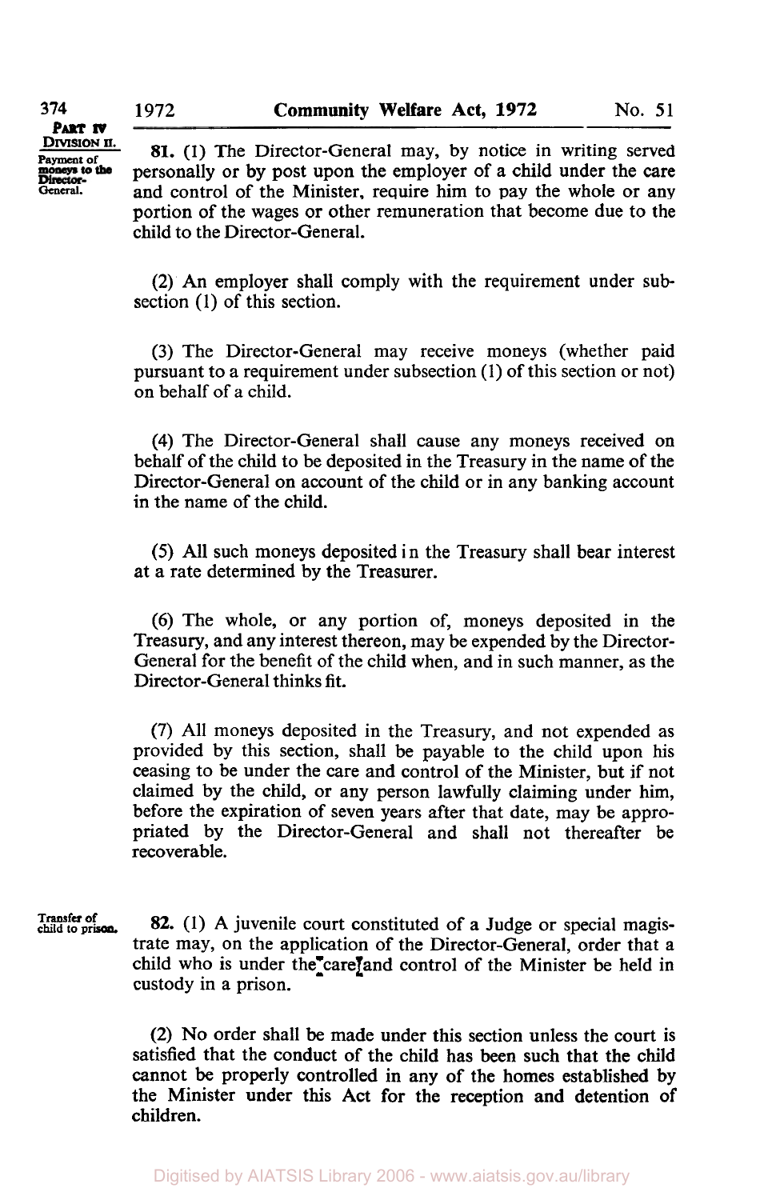**Payment of moneys to the Director-General.**

**81.** (1) The Director-General may, by notice in writing served personally or by post upon the employer of a child under the care and control of the Minister, require him to pay the whole or any portion of the wages or other remuneration that become due to the child to the Director-General.

(2) An employer shall comply with the requirement under subsection (1) of this section.

(3) The Director-General may receive moneys (whether paid pursuant to a requirement under subsection (1) of this section or not) on behalf of a child.

(4) The Director-General shall cause any moneys received on behalf of the child to be deposited in the Treasury in the name of the Director-General on account of the child or in any banking account in the name of the child.

(5) All such moneys deposited in the Treasury shall bear interest at a rate determined by the Treasurer.

(6) The whole, or any portion of, moneys deposited in the Treasury, and any interest thereon, may be expended by the Director-General for the benefit of the child when, and in such manner, as the Director-General thinks fit.

(7) All moneys deposited in the Treasury, and not expended as provided by this section, shall be payable to the child upon his ceasing to be under the care and control of the Minister, but if not claimed by the child, or any person lawfully claiming under him, before the expiration of seven years after that date, may be appropriated by the Director-General and shall not thereafter be recoverable.

**Transfer of child to prison.**

**82.** (1) A juvenile court constituted of a Judge or special magistrate may, on the application of the Director-General, order that a child who is under the care and control of the Minister be held in custody in a prison.

(2) No order shall be made under this section unless the court is satisfied that the conduct of the child has been such that the child cannot be properly controlled in any of the homes established by the Minister under this Act for the reception and detention of children.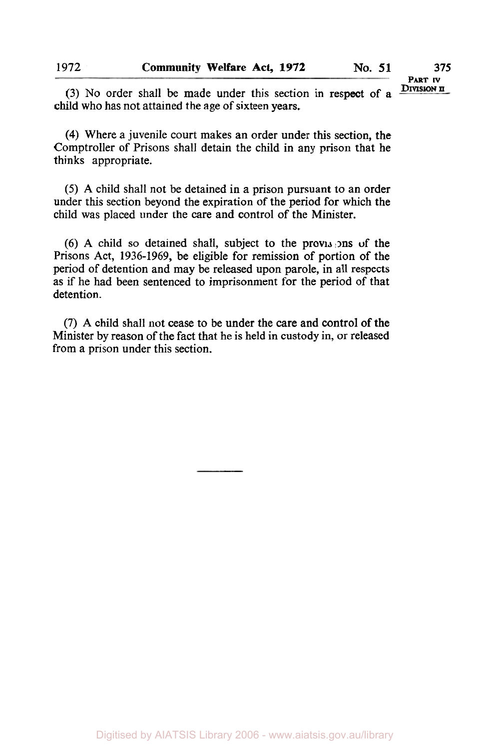(3) No order shall be made under this section in respect of a child who has not attained the age of sixteen years.

(4) Where a juvenile court makes an order under this section, the Comptroller of Prisons shall detain the child in any prison that he thinks appropriate.

(5) A child shall not be detained in a prison pursuant to an order under this section beyond the expiration of the period for which the child was placed under the care and control of the Minister.

(6) A child so detained shall, subject to the provisions of the Prisons Act, 1936-1969, be eligible for remission of portion of the period of detention and may be released upon parole, in all respects as if he had been sentenced to imprisonment for the period of that detention.

(7) A child shall not cease to be under the care and control of the Minister by reason of the fact that he is held in custody in, or released from a prison under this section.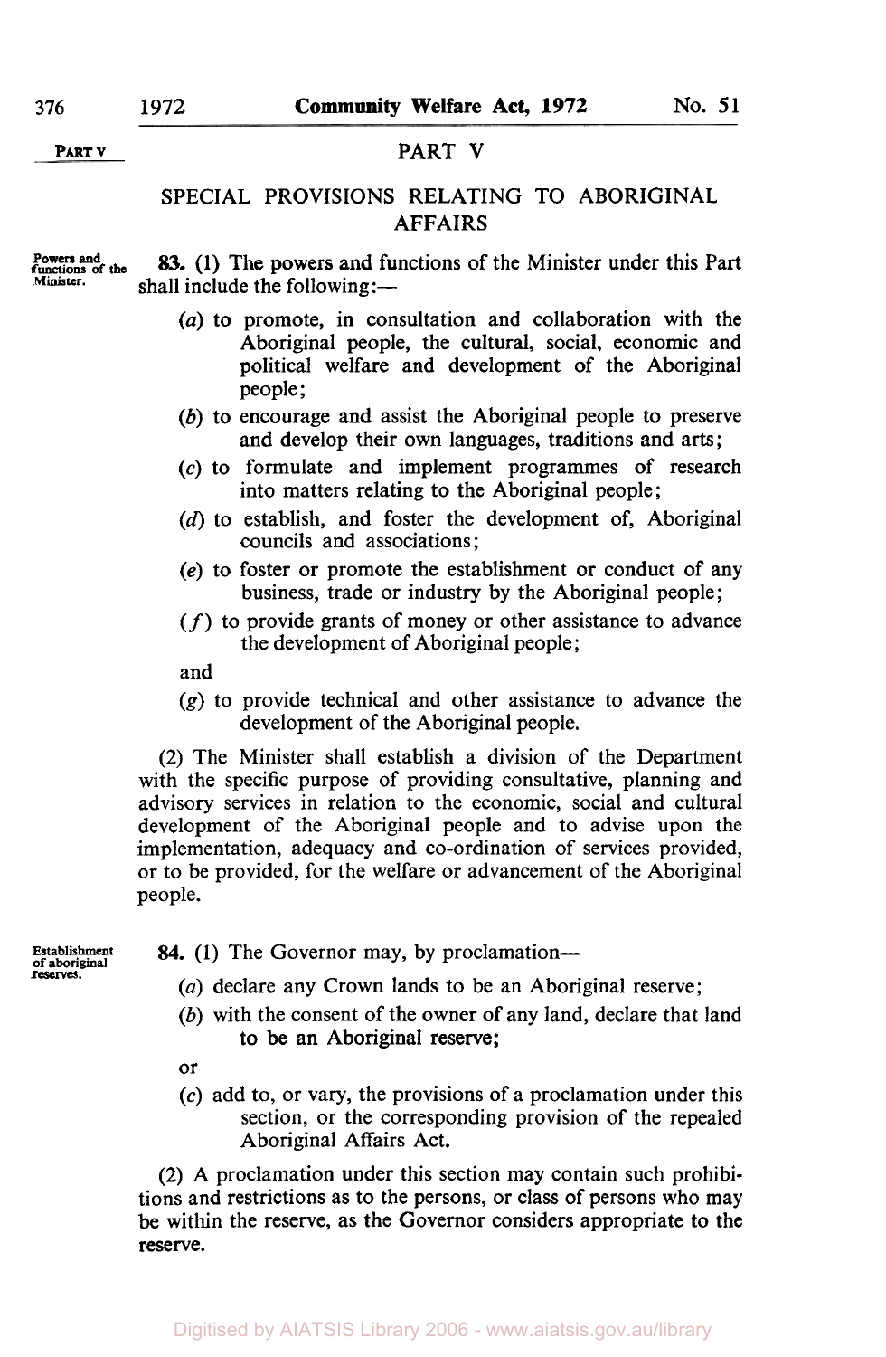## PART V

## SPECIAL PROVISIONS RELATING TO ABORIGINAL AFFAIRS

Powers and functions of the Minister.

**83.** (1) The powers and functions of the Minister under this Part shall include the following:—

(*a*) to promote, in consultation and collaboration with the Aboriginal people, the cultural, social, economic and political welfare and development of the Aboriginal people;

(*b*) to encourage and assist the Aboriginal people to preserve and develop their own languages, traditions and arts;

(*c*) to formulate and implement programmes of research into matters relating to the Aboriginal people;

(*d*) to establish, and foster the development of, Aboriginal councils and associations;

(*e*) to foster or promote the establishment or conduct of any business, trade or industry by the Aboriginal people;

(*f*) to provide grants of money or other assistance to advance the development of Aboriginal people;

and

(*g*) to provide technical and other assistance to advance the development of the Aboriginal people.

(2) The Minister shall establish a division of the Department with the specific purpose of providing consultative, planning and advisory services in relation to the economic, social and cultural development of the Aboriginal people and to advise upon the implementation, adequacy and co-ordination of services provided, or to be provided, for the welfare or advancement of the Aboriginal people.

Establishment of aboriginal reserves.

**84.** (1) The Governor may, by proclamation—

(*a*) declare any Crown lands to be an Aboriginal reserve;

(*b*) with the consent of the owner of any land, declare that land to be an Aboriginal reserve;

or

(*c*) add to, or vary, the provisions of a proclamation under this section, or the corresponding provision of the repealed Aboriginal Affairs Act.

(2) A proclamation under this section may contain such prohibitions and restrictions as to the persons, or class of persons who may be within the reserve, as the Governor considers appropriate to the reserve.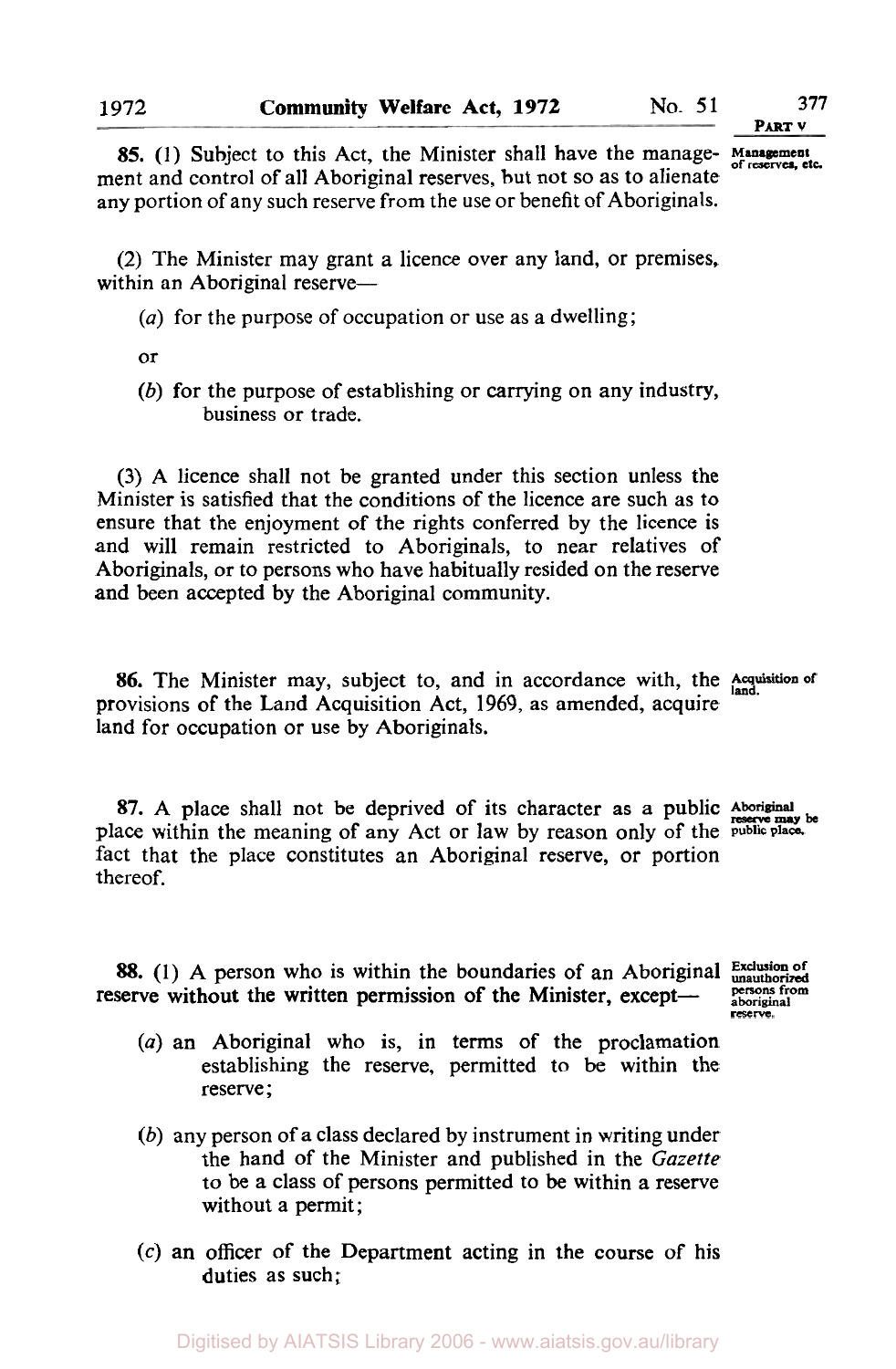**85.** (1) Subject to this Act, the Minister shall have the management and control of all Aboriginal reserves, but not so as to alienate any portion of any such reserve from the use or benefit of Aboriginals.

Management of reserves, etc.

(2) The Minister may grant a licence over any land, or premises, within an Aboriginal reserve—

(*a*) for the purpose of occupation or use as a dwelling;

or

(*b*) for the purpose of establishing or carrying on any industry, business or trade.

(3) A licence shall not be granted under this section unless the Minister is satisfied that the conditions of the licence are such as to ensure that the enjoyment of the rights conferred by the licence is and will remain restricted to Aboriginals, to near relatives of Aboriginals, or to persons who have habitually resided on the reserve and been accepted by the Aboriginal community.

**86.** The Minister may, subject to, and in accordance with, the provisions of the Land Acquisition Act, 1969, as amended, acquire land for occupation or use by Aboriginals.

Acquisition of land.

**87.** A place shall not be deprived of its character as a public place within the meaning of any Act or law by reason only of the fact that the place constitutes an Aboriginal reserve, or portion thereof.

Aboriginal reserve may be public place.

**88.** (1) A person who is within the boundaries of an Aboriginal reserve without the written permission of the Minister, except—

Exclusion of unauthorized persons from aboriginal reserve.

(*a*) an Aboriginal who is, in terms of the proclamation establishing the reserve, permitted to be within the reserve;

(*b*) any person of a class declared by instrument in writing under the hand of the Minister and published in the *Gazette* to be a class of persons permitted to be within a reserve without a permit;

(*c*) an officer of the Department acting in the course of his duties as such;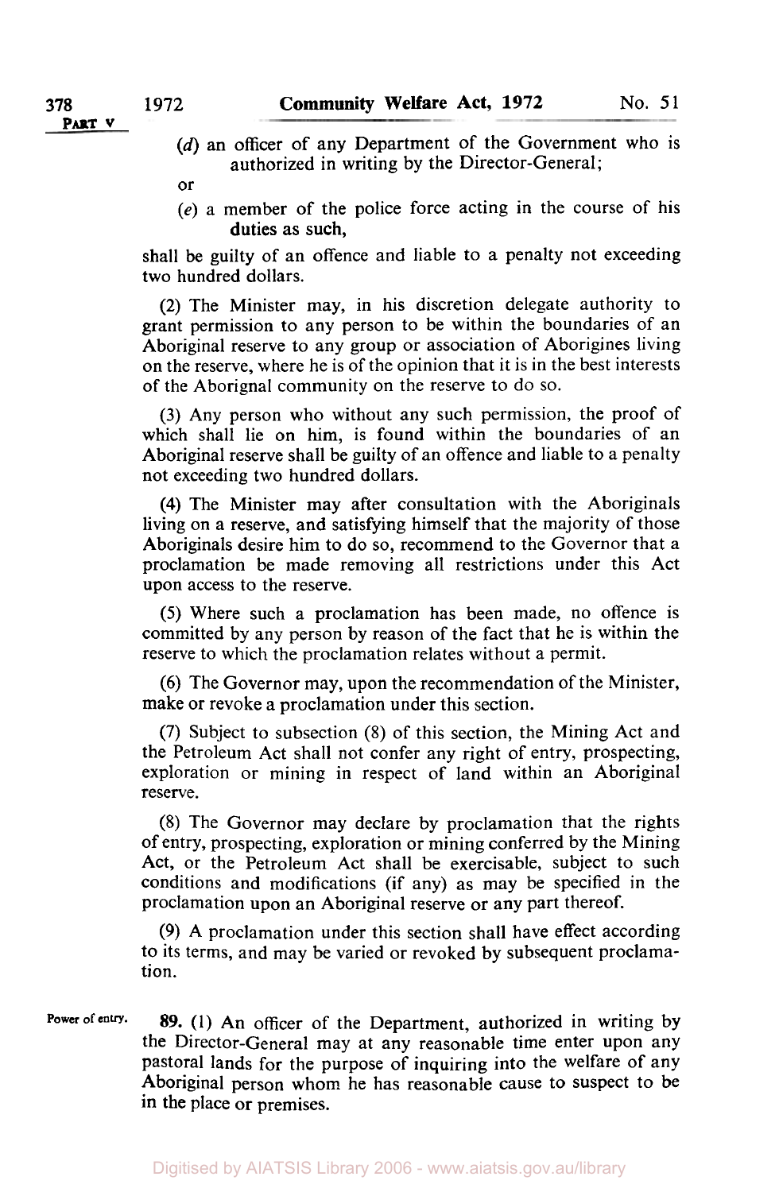(*d*) an officer of any Department of the Government who is authorized in writing by the Director-General;

or

(*e*) a member of the police force acting in the course of his duties as such,

shall be guilty of an offence and liable to a penalty not exceeding two hundred dollars.

(2) The Minister may, in his discretion delegate authority to grant permission to any person to be within the boundaries of an Aboriginal reserve to any group or association of Aborigines living on the reserve, where he is of the opinion that it is in the best interests of the Aborignal community on the reserve to do so.

(3) Any person who without any such permission, the proof of which shall lie on him, is found within the boundaries of an Aboriginal reserve shall be guilty of an offence and liable to a penalty not exceeding two hundred dollars.

(4) The Minister may after consultation with the Aboriginals living on a reserve, and satisfying himself that the majority of those Aboriginals desire him to do so, recommend to the Governor that a proclamation be made removing all restrictions under this Act upon access to the reserve.

(5) Where such a proclamation has been made, no offence is committed by any person by reason of the fact that he is within the reserve to which the proclamation relates without a permit.

(6) The Governor may, upon the recommendation of the Minister, make or revoke a proclamation under this section.

(7) Subject to subsection (8) of this section, the Mining Act and the Petroleum Act shall not confer any right of entry, prospecting, exploration or mining in respect of land within an Aboriginal reserve.

(8) The Governor may declare by proclamation that the rights of entry, prospecting, exploration or mining conferred by the Mining Act, or the Petroleum Act shall be exercisable, subject to such conditions and modifications (if any) as may be specified in the proclamation upon an Aboriginal reserve or any part thereof.

(9) A proclamation under this section shall have effect according to its terms, and may be varied or revoked by subsequent proclamation.

Power of entry.

**89.** (1) An officer of the Department, authorized in writing by the Director-General may at any reasonable time enter upon any pastoral lands for the purpose of inquiring into the welfare of any Aboriginal person whom he has reasonable cause to suspect to be in the place or premises.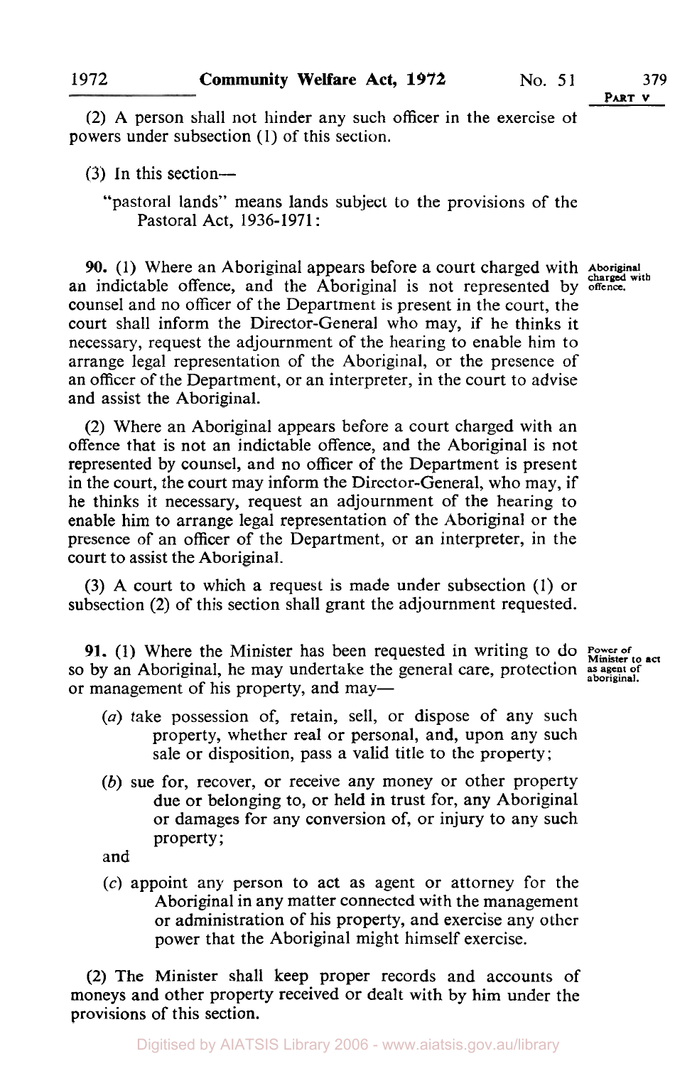(2) A person shall not hinder any such officer in the exercise of powers under subsection (1) of this section.

(3) In this section—

"pastoral lands" means lands subject to the provisions of the Pastoral Act, 1936-1971:

**Aboriginal charged with offence.**

**90.** (1) Where an Aboriginal appears before a court charged with an indictable offence, and the Aboriginal is not represented by counsel and no officer of the Department is present in the court, the court shall inform the Director-General who may, if he thinks it necessary, request the adjournment of the hearing to enable him to arrange legal representation of the Aboriginal, or the presence of an officer of the Department, or an interpreter, in the court to advise and assist the Aboriginal.

(2) Where an Aboriginal appears before a court charged with an offence that is not an indictable offence, and the Aboriginal is not represented by counsel, and no officer of the Department is present in the court, the court may inform the Director-General, who may, if he thinks it necessary, request an adjournment of the hearing to enable him to arrange legal representation of the Aboriginal or the presence of an officer of the Department, or an interpreter, in the court to assist the Aboriginal.

(3) A court to which a request is made under subsection (1) or subsection (2) of this section shall grant the adjournment requested.

**Power of Minister to act as agent of aboriginal.**

**91.** (1) Where the Minister has been requested in writing to do so by an Aboriginal, he may undertake the general care, protection or management of his property, and may—

(*a*) take possession of, retain, sell, or dispose of any such property, whether real or personal, and, upon any such sale or disposition, pass a valid title to the property;

(*b*) sue for, recover, or receive any money or other property due or belonging to, or held in trust for, any Aboriginal or damages for any conversion of, or injury to any such property;

and

(*c*) appoint any person to act as agent or attorney for the Aboriginal in any matter connected with the management or administration of his property, and exercise any other power that the Aboriginal might himself exercise.

(2) The Minister shall keep proper records and accounts of moneys and other property received or dealt with by him under the provisions of this section.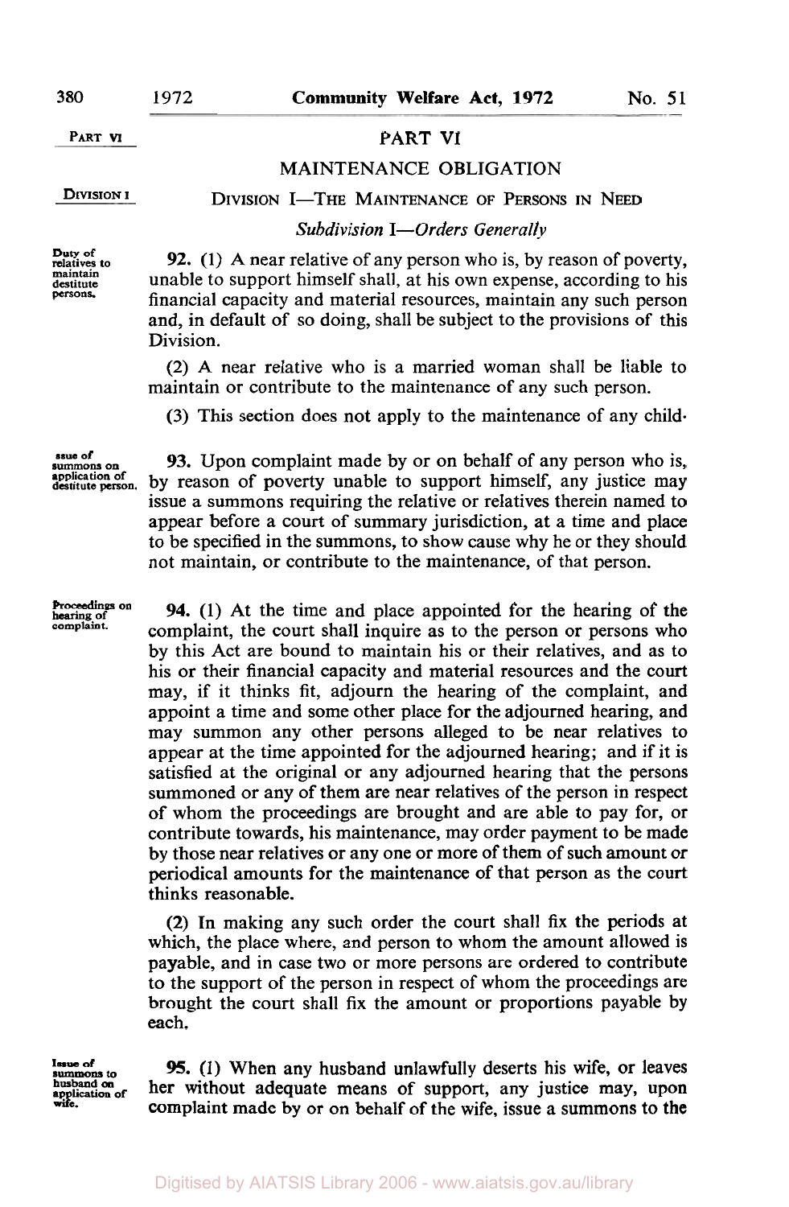# PART VI

## MAINTENANCE OBLIGATION

### DIVISION I—THE MAINTENANCE OF PERSONS IN NEED

*Subdivision I—Orders Generally*

Duty of relatives to maintain destitute persons.

**92.** (1) A near relative of any person who is, by reason of poverty, unable to support himself shall, at his own expense, according to his financial capacity and material resources, maintain any such person and, in default of so doing, shall be subject to the provisions of this Division.

(2) A near relative who is a married woman shall be liable to maintain or contribute to the maintenance of any such person.

(3) This section does not apply to the maintenance of any child.

Issue of summons on application of destitute person.

**93.** Upon complaint made by or on behalf of any person who is, by reason of poverty unable to support himself, any justice may issue a summons requiring the relative or relatives therein named to appear before a court of summary jurisdiction, at a time and place to be specified in the summons, to show cause why he or they should not maintain, or contribute to the maintenance, of that person.

Proceedings on hearing of complaint.

**94.** (1) At the time and place appointed for the hearing of the complaint, the court shall inquire as to the person or persons who by this Act are bound to maintain his or their relatives, and as to his or their financial capacity and material resources and the court may, if it thinks fit, adjourn the hearing of the complaint, and appoint a time and some other place for the adjourned hearing, and may summon any other persons alleged to be near relatives to appear at the time appointed for the adjourned hearing; and if it is satisfied at the original or any adjourned hearing that the persons summoned or any of them are near relatives of the person in respect of whom the proceedings are brought and are able to pay for, or contribute towards, his maintenance, may order payment to be made by those near relatives or any one or more of them of such amount or periodical amounts for the maintenance of that person as the court thinks reasonable.

(2) In making any such order the court shall fix the periods at which, the place where, and person to whom the amount allowed is payable, and in case two or more persons are ordered to contribute to the support of the person in respect of whom the proceedings are brought the court shall fix the amount or proportions payable by each.

Issue of summons to husband on application of wife.

**95.** (1) When any husband unlawfully deserts his wife, or leaves her without adequate means of support, any justice may, upon complaint made by or on behalf of the wife, issue a summons to the